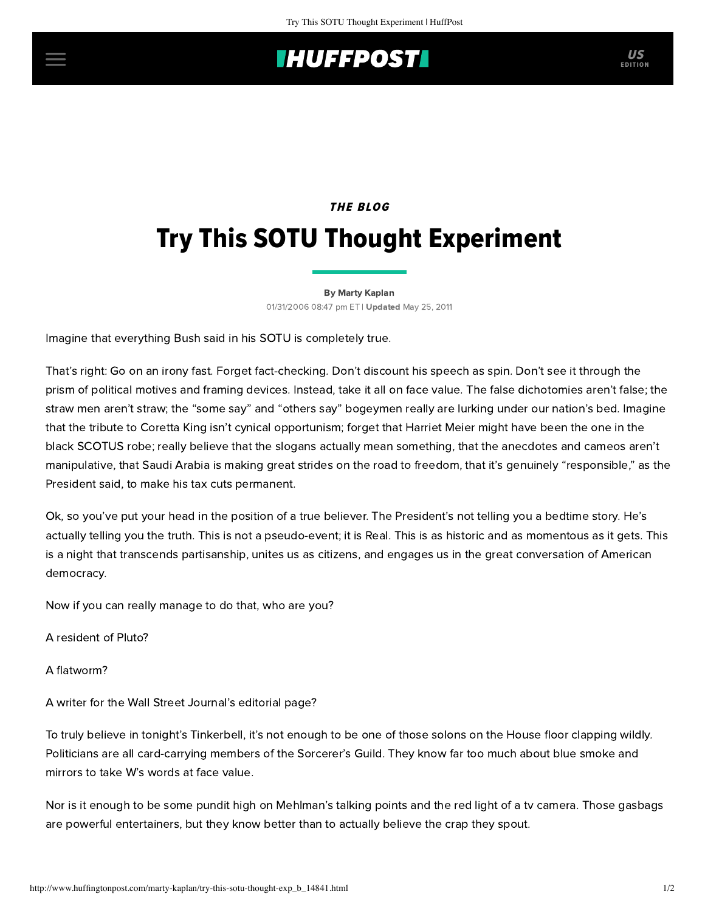*THE BLOG*

# Try This SOTU Thought Experiment

By Marty Kaplan

01/31/2006 08:47 pm ET | **Updated** May 25, 2011

Imagine that everything Bush said in his SOTU is completely true.

That's right: Go on an irony fast. Forget fact-checking. Don't discount his speech as spin. Don't see it through the prism of political motives and framing devices. Instead, take it all on face value. The false dichotomies aren't false; the straw men aren't straw; the "some say" and "others say" bogeymen really are lurking under our nation's bed. Imagine that the tribute to Coretta King isn't cynical opportunism; forget that Harriet Meier might have been the one in the black SCOTUS robe; really believe that the slogans actually mean something, that the anecdotes and cameos aren't manipulative, that Saudi Arabia is making great strides on the road to freedom, that it's genuinely "responsible," as the President said, to make his tax cuts permanent.

Ok, so you've put your head in the position of a true believer. The President's not telling you a bedtime story. He's actually telling you the truth. This is not a pseudo-event; it is Real. This is as historic and as momentous as it gets. This is a night that transcends partisanship, unites us as citizens, and engages us in the great conversation of American democracy.

Now if you can really manage to do that, who are you?

A resident of Pluto?

A flatworm?

A writer for the Wall Street Journal's editorial page?

To truly believe in tonight's Tinkerbell, it's not enough to be one of those solons on the House floor clapping wildly. Politicians are all card-carrying members of the Sorcerer's Guild. They know far too much about blue smoke and mirrors to take W's words at face value.

Nor is it enough to be some pundit high on Mehlman's talking points and the red light of a tv camera. Those gasbags are powerful entertainers, but they know better than to actually believe the crap they spout.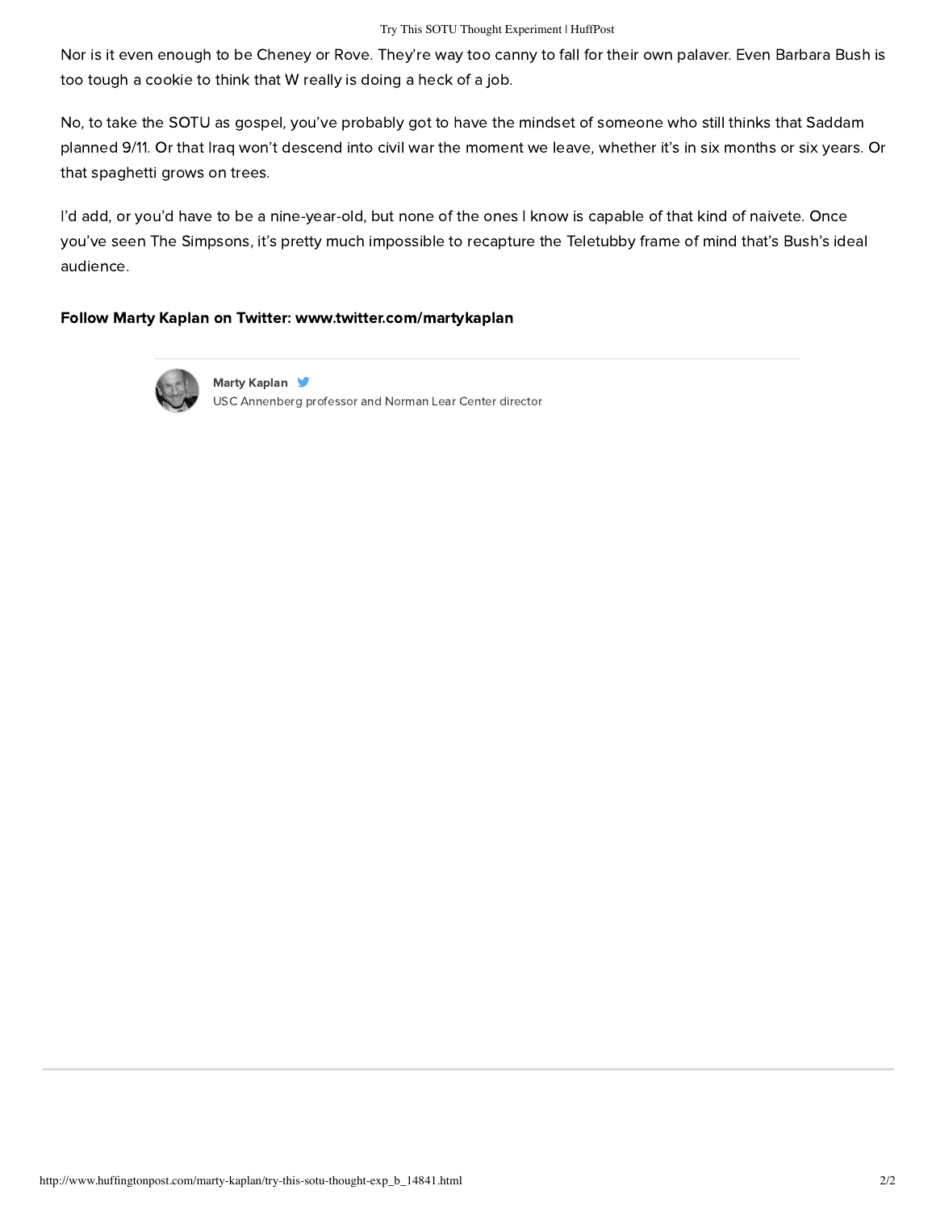Nor is it even enough to be Cheney or Rove. They're way too canny to fall for their own palaver. Even Barbara Bush is too tough a cookie to think that W really is doing a heck of a job.

No, to take the SOTU as gospel, you've probably got to have the mindset of someone who still thinks that Saddam planned 9/11. Or that Iraq won't descend into civil war the moment we leave, whether it's in six months or six years. Or that spaghetti grows on trees.

I'd add, or you'd have to be a nine-year-old, but none of the ones I know is capable of that kind of naivete. Once you've seen The Simpsons, it's pretty much impossible to recapture the Teletubby frame of mind that's Bush's ideal audience.

**Follow Marty Kaplan on Twitter: www.twitter.com/martykaplan**

**Marty Kaplan**
USC Annenberg professor and Norman Lear Center director